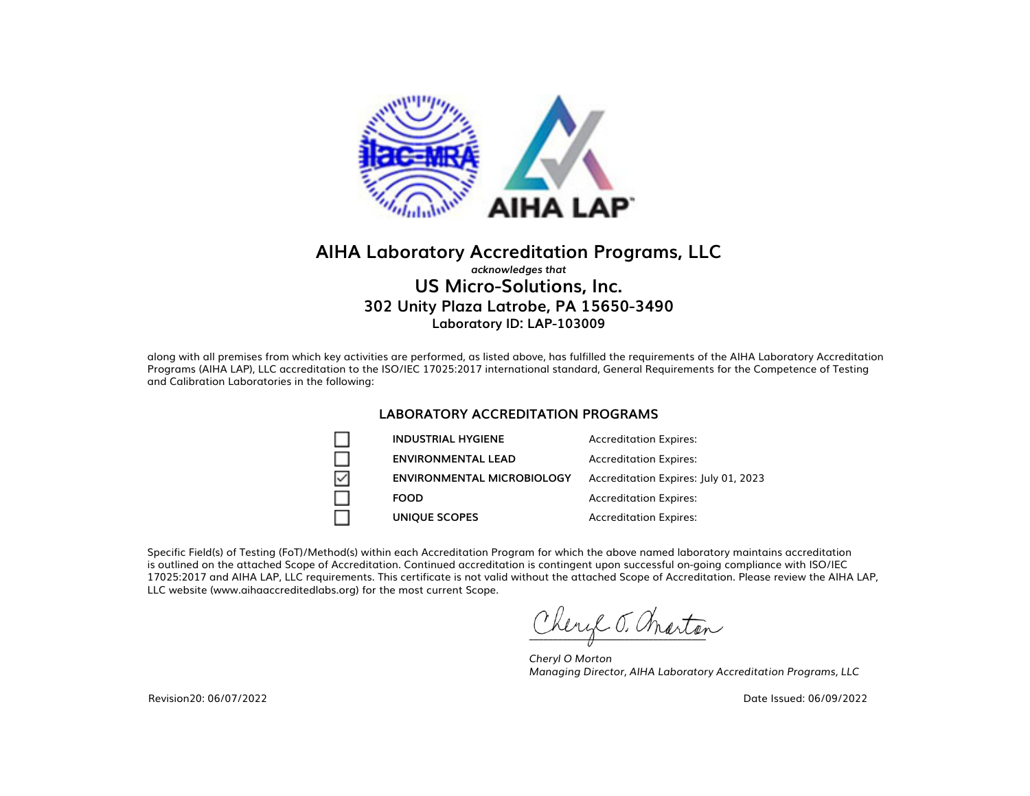# AIHA Laboratory Accreditation Programs, LLC

***acknowledges that***

## US Micro-Solutions, Inc.

### 302 Unity Plaza Latrobe, PA 15650-3490

**Laboratory ID: LAP-103009**

along with all premises from which key activities are performed, as listed above, has fulfilled the requirements of the AIHA Laboratory Accreditation Programs (AIHA LAP), LLC accreditation to the ISO/IEC 17025:2017 international standard, General Requirements for the Competence of Testing and Calibration Laboratories in the following:

### LABORATORY ACCREDITATION PROGRAMS

| | Program | Accreditation Expires |
|---|---|---|
| ☐ | **INDUSTRIAL HYGIENE** | Accreditation Expires: |
| ☐ | **ENVIRONMENTAL LEAD** | Accreditation Expires: |
| ☑ | **ENVIRONMENTAL MICROBIOLOGY** | Accreditation Expires: July 01, 2023 |
| ☐ | **FOOD** | Accreditation Expires: |
| ☐ | **UNIQUE SCOPES** | Accreditation Expires: |

Specific Field(s) of Testing (FoT)/Method(s) within each Accreditation Program for which the above named laboratory maintains accreditation is outlined on the attached Scope of Accreditation. Continued accreditation is contingent upon successful on-going compliance with ISO/IEC 17025:2017 and AIHA LAP, LLC requirements. This certificate is not valid without the attached Scope of Accreditation. Please review the AIHA LAP, LLC website (www.aihaaccreditedlabs.org) for the most current Scope.

*Cheryl O Morton*
*Managing Director, AIHA Laboratory Accreditation Programs, LLC*

Revision20: 06/07/2022

Date Issued: 06/09/2022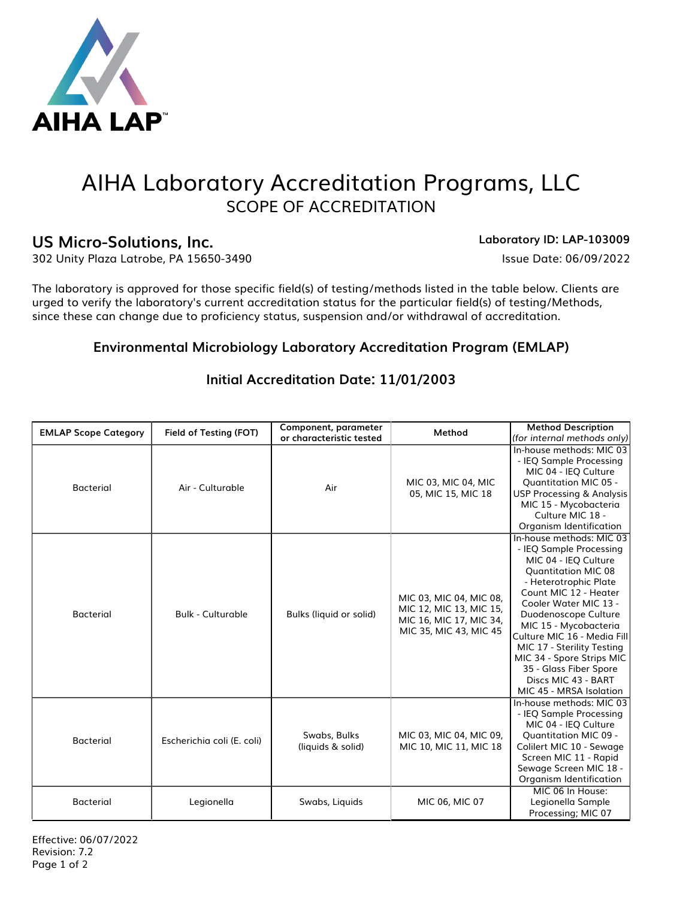# AIHA Laboratory Accreditation Programs, LLC

## SCOPE OF ACCREDITATION

**US Micro-Solutions, Inc.**
302 Unity Plaza Latrobe, PA 15650-3490

**Laboratory ID: LAP-103009**
Issue Date: 06/09/2022

The laboratory is approved for those specific field(s) of testing/methods listed in the table below. Clients are urged to verify the laboratory's current accreditation status for the particular field(s) of testing/Methods, since these can change due to proficiency status, suspension and/or withdrawal of accreditation.

### Environmental Microbiology Laboratory Accreditation Program (EMLAP)

### Initial Accreditation Date: 11/01/2003

| EMLAP Scope Category | Field of Testing (FOT) | Component, parameter or characteristic tested | Method | Method Description *(for internal methods only)* |
|---|---|---|---|---|
| Bacterial | Air - Culturable | Air | MIC 03, MIC 04, MIC 05, MIC 15, MIC 18 | In-house methods: MIC 03 - IEQ Sample Processing MIC 04 - IEQ Culture Quantitation MIC 05 - USP Processing & Analysis MIC 15 - Mycobacteria Culture MIC 18 - Organism Identification |
| Bacterial | Bulk - Culturable | Bulks (liquid or solid) | MIC 03, MIC 04, MIC 08, MIC 12, MIC 13, MIC 15, MIC 16, MIC 17, MIC 34, MIC 35, MIC 43, MIC 45 | In-house methods: MIC 03 - IEQ Sample Processing MIC 04 - IEQ Culture Quantitation MIC 08 - Heterotrophic Plate Count MIC 12 - Heater Cooler Water MIC 13 - Duodenoscope Culture MIC 15 - Mycobacteria Culture MIC 16 - Media Fill MIC 17 - Sterility Testing MIC 34 - Spore Strips MIC 35 - Glass Fiber Spore Discs MIC 43 - BART MIC 45 - MRSA Isolation |
| Bacterial | Escherichia coli (E. coli) | Swabs, Bulks (liquids & solid) | MIC 03, MIC 04, MIC 09, MIC 10, MIC 11, MIC 18 | In-house methods: MIC 03 - IEQ Sample Processing MIC 04 - IEQ Culture Quantitation MIC 09 - Colilert MIC 10 - Sewage Screen MIC 11 - Rapid Sewage Screen MIC 18 - Organism Identification |
| Bacterial | Legionella | Swabs, Liquids | MIC 06, MIC 07 | MIC 06 In House: Legionella Sample Processing; MIC 07 |

Effective: 06/07/2022
Revision: 7.2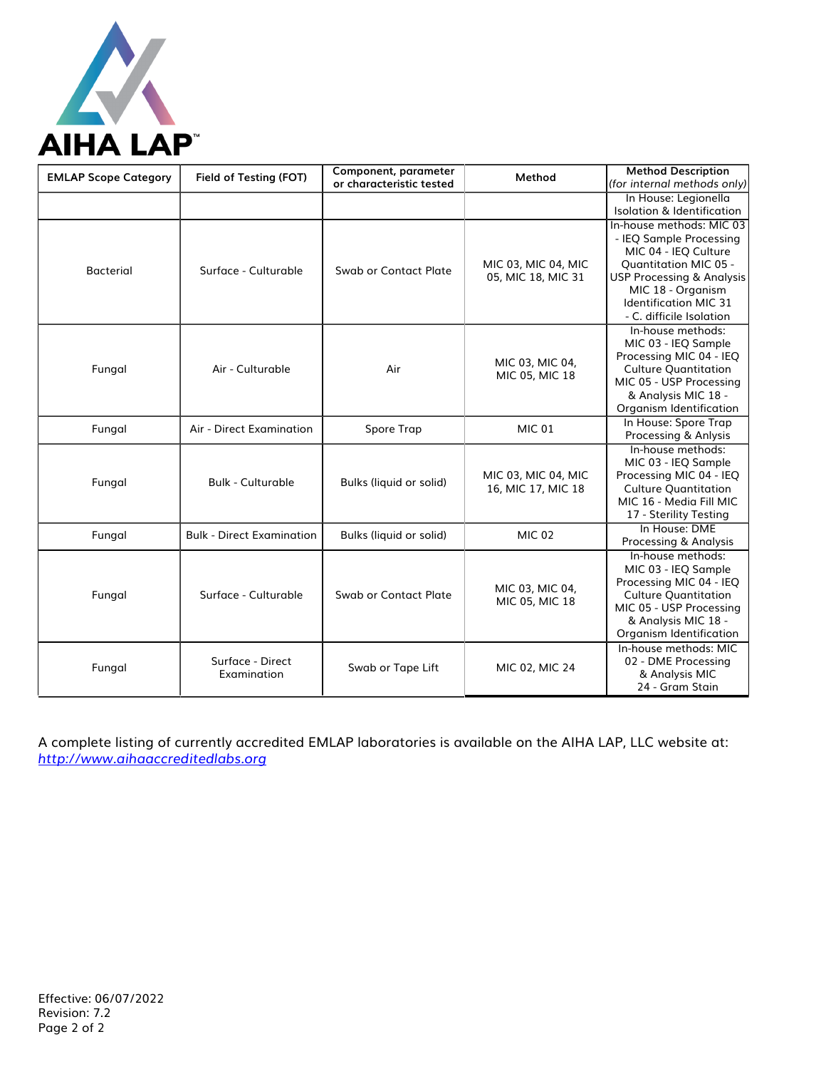AIHA LAP™

| EMLAP Scope Category | Field of Testing (FOT) | Component, parameter or characteristic tested | Method | Method Description *(for internal methods only)* |
|---|---|---|---|---|
| | | | | In House: Legionella Isolation & Identification |
| Bacterial | Surface - Culturable | Swab or Contact Plate | MIC 03, MIC 04, MIC 05, MIC 18, MIC 31 | In-house methods: MIC 03 - IEQ Sample Processing MIC 04 - IEQ Culture Quantitation MIC 05 - USP Processing & Analysis MIC 18 - Organism Identification MIC 31 - C. difficile Isolation |
| Fungal | Air - Culturable | Air | MIC 03, MIC 04, MIC 05, MIC 18 | In-house methods: MIC 03 - IEQ Sample Processing MIC 04 - IEQ Culture Quantitation MIC 05 - USP Processing & Analysis MIC 18 - Organism Identification |
| Fungal | Air - Direct Examination | Spore Trap | MIC 01 | In House: Spore Trap Processing & Anlysis |
| Fungal | Bulk - Culturable | Bulks (liquid or solid) | MIC 03, MIC 04, MIC 16, MIC 17, MIC 18 | In-house methods: MIC 03 - IEQ Sample Processing MIC 04 - IEQ Culture Quantitation MIC 16 - Media Fill MIC 17 - Sterility Testing |
| Fungal | Bulk - Direct Examination | Bulks (liquid or solid) | MIC 02 | In House: DME Processing & Analysis |
| Fungal | Surface - Culturable | Swab or Contact Plate | MIC 03, MIC 04, MIC 05, MIC 18 | In-house methods: MIC 03 - IEQ Sample Processing MIC 04 - IEQ Culture Quantitation MIC 05 - USP Processing & Analysis MIC 18 - Organism Identification |
| Fungal | Surface - Direct Examination | Swab or Tape Lift | MIC 02, MIC 24 | In-house methods: MIC 02 - DME Processing & Analysis MIC 24 - Gram Stain |

A complete listing of currently accredited EMLAP laboratories is available on the AIHA LAP, LLC website at: *http://www.aihaaccreditedlabs.org*

Effective: 06/07/2022
Revision: 7.2